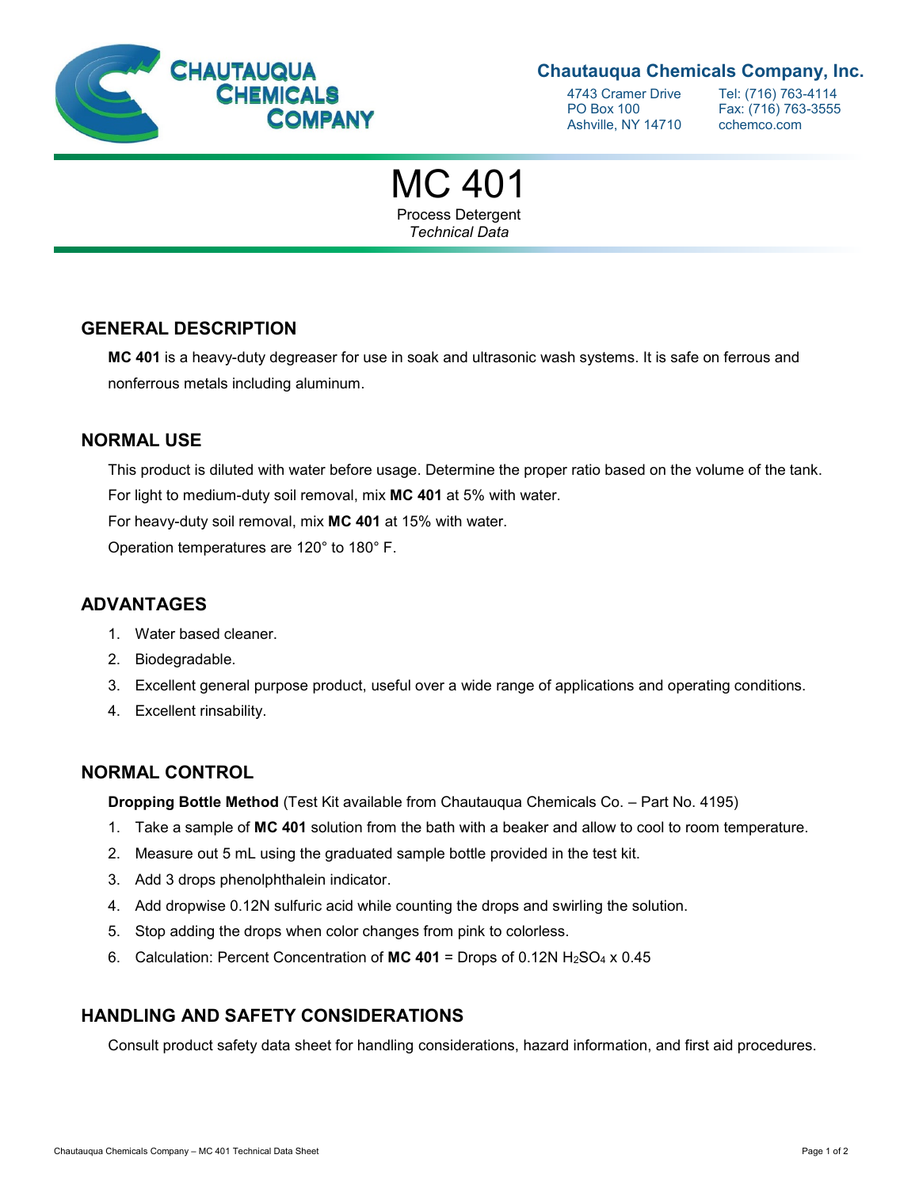Chautauqua Chemicals Company, Inc.

4743 Cramer Drive
PO Box 100
Ashville, NY 14710

Tel: (716) 763-4114
Fax: (716) 763-3555
cchemco.com

# MC 401

Process Detergent
*Technical Data*

## GENERAL DESCRIPTION

**MC 401** is a heavy-duty degreaser for use in soak and ultrasonic wash systems. It is safe on ferrous and nonferrous metals including aluminum.

## NORMAL USE

This product is diluted with water before usage. Determine the proper ratio based on the volume of the tank.

For light to medium-duty soil removal, mix **MC 401** at 5% with water.

For heavy-duty soil removal, mix **MC 401** at 15% with water.

Operation temperatures are 120° to 180° F.

## ADVANTAGES

1. Water based cleaner.
2. Biodegradable.
3. Excellent general purpose product, useful over a wide range of applications and operating conditions.
4. Excellent rinsability.

## NORMAL CONTROL

**Dropping Bottle Method** (Test Kit available from Chautauqua Chemicals Co. – Part No. 4195)

1. Take a sample of **MC 401** solution from the bath with a beaker and allow to cool to room temperature.
2. Measure out 5 mL using the graduated sample bottle provided in the test kit.
3. Add 3 drops phenolphthalein indicator.
4. Add dropwise 0.12N sulfuric acid while counting the drops and swirling the solution.
5. Stop adding the drops when color changes from pink to colorless.
6. Calculation: Percent Concentration of **MC 401** = Drops of 0.12N $H_2SO_4$ x 0.45

## HANDLING AND SAFETY CONSIDERATIONS

Consult product safety data sheet for handling considerations, hazard information, and first aid procedures.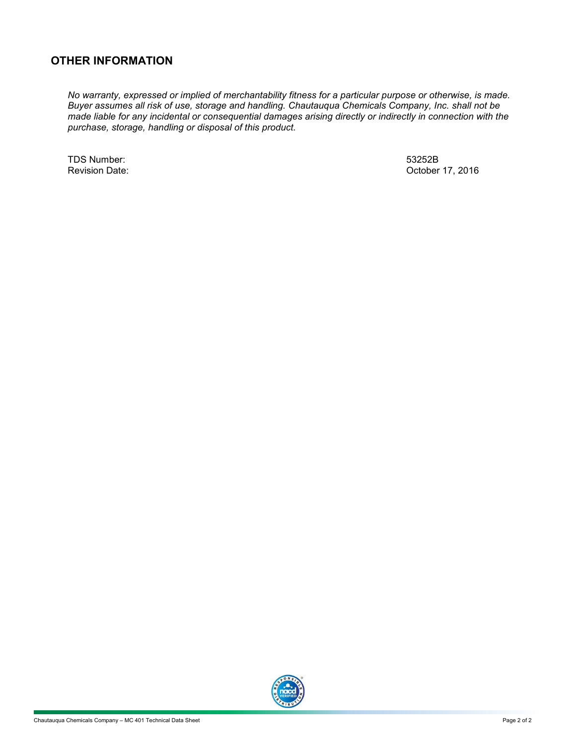## OTHER INFORMATION

*No warranty, expressed or implied of merchantability fitness for a particular purpose or otherwise, is made. Buyer assumes all risk of use, storage and handling. Chautauqua Chemicals Company, Inc. shall not be made liable for any incidental or consequential damages arising directly or indirectly in connection with the purchase, storage, handling or disposal of this product.*

| | |
|---|---|
| TDS Number: | 53252B |
| Revision Date: | October 17, 2016 |